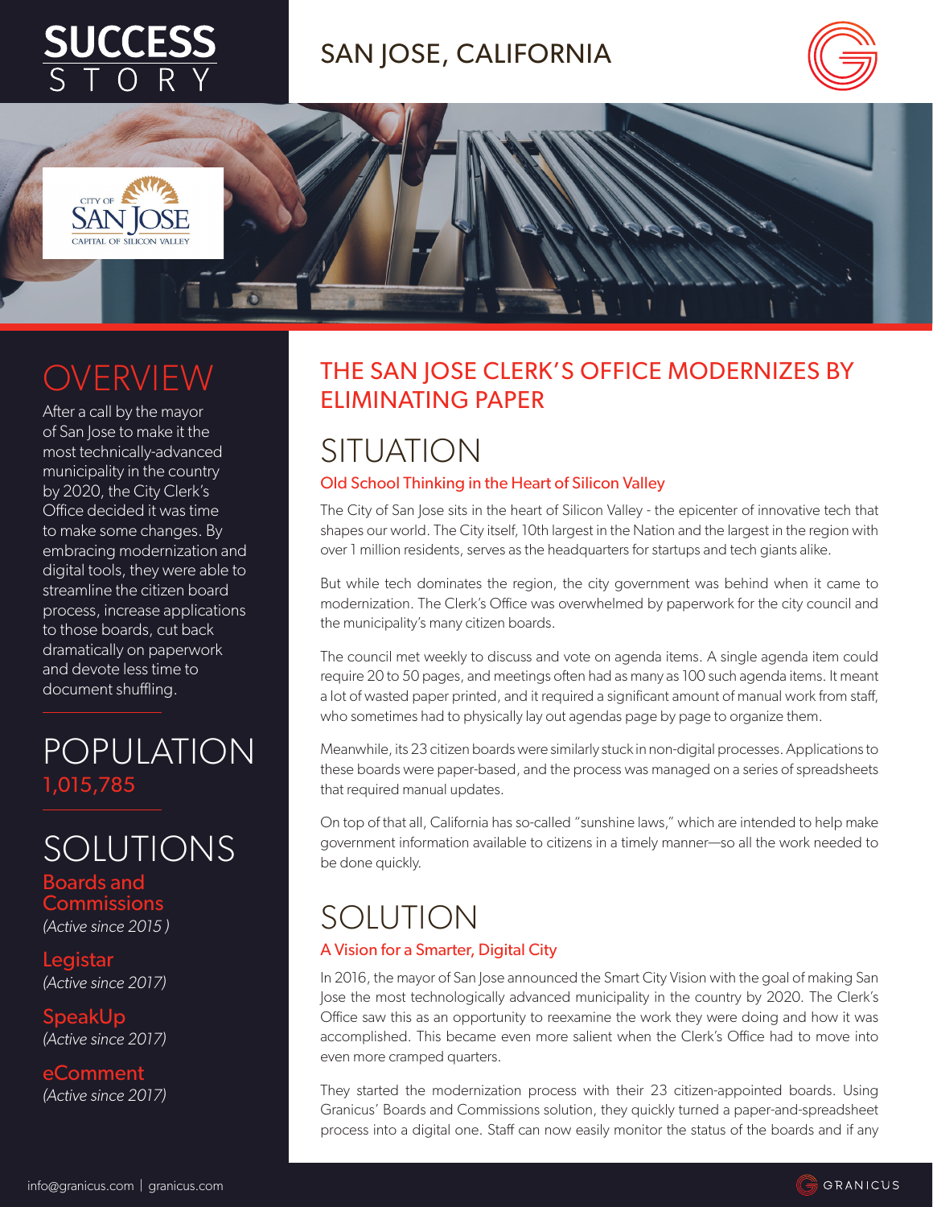# SUCCESS STORY

## SAN JOSE, CALIFORNIA

## OVERVIEW

After a call by the mayor of San Jose to make it the most technically-advanced municipality in the country by 2020, the City Clerk's Office decided it was time to make some changes. By embracing modernization and digital tools, they were able to streamline the citizen board process, increase applications to those boards, cut back dramatically on paperwork and devote less time to document shuffling.

## POPULATION

1,015,785

## SOLUTIONS

**Boards and Commissions**
*(Active since 2015 )*

**Legistar**
*(Active since 2017)*

**SpeakUp**
*(Active since 2017)*

**eComment**
*(Active since 2017)*

## THE SAN JOSE CLERK'S OFFICE MODERNIZES BY ELIMINATING PAPER

## SITUATION

### Old School Thinking in the Heart of Silicon Valley

The City of San Jose sits in the heart of Silicon Valley - the epicenter of innovative tech that shapes our world. The City itself, 10th largest in the Nation and the largest in the region with over 1 million residents, serves as the headquarters for startups and tech giants alike.

But while tech dominates the region, the city government was behind when it came to modernization. The Clerk's Office was overwhelmed by paperwork for the city council and the municipality's many citizen boards.

The council met weekly to discuss and vote on agenda items. A single agenda item could require 20 to 50 pages, and meetings often had as many as 100 such agenda items. It meant a lot of wasted paper printed, and it required a significant amount of manual work from staff, who sometimes had to physically lay out agendas page by page to organize them.

Meanwhile, its 23 citizen boards were similarly stuck in non-digital processes. Applications to these boards were paper-based, and the process was managed on a series of spreadsheets that required manual updates.

On top of that all, California has so-called "sunshine laws," which are intended to help make government information available to citizens in a timely manner—so all the work needed to be done quickly.

## SOLUTION

### A Vision for a Smarter, Digital City

In 2016, the mayor of San Jose announced the Smart City Vision with the goal of making San Jose the most technologically advanced municipality in the country by 2020. The Clerk's Office saw this as an opportunity to reexamine the work they were doing and how it was accomplished. This became even more salient when the Clerk's Office had to move into even more cramped quarters.

They started the modernization process with their 23 citizen-appointed boards. Using Granicus' Boards and Commissions solution, they quickly turned a paper-and-spreadsheet process into a digital one. Staff can now easily monitor the status of the boards and if any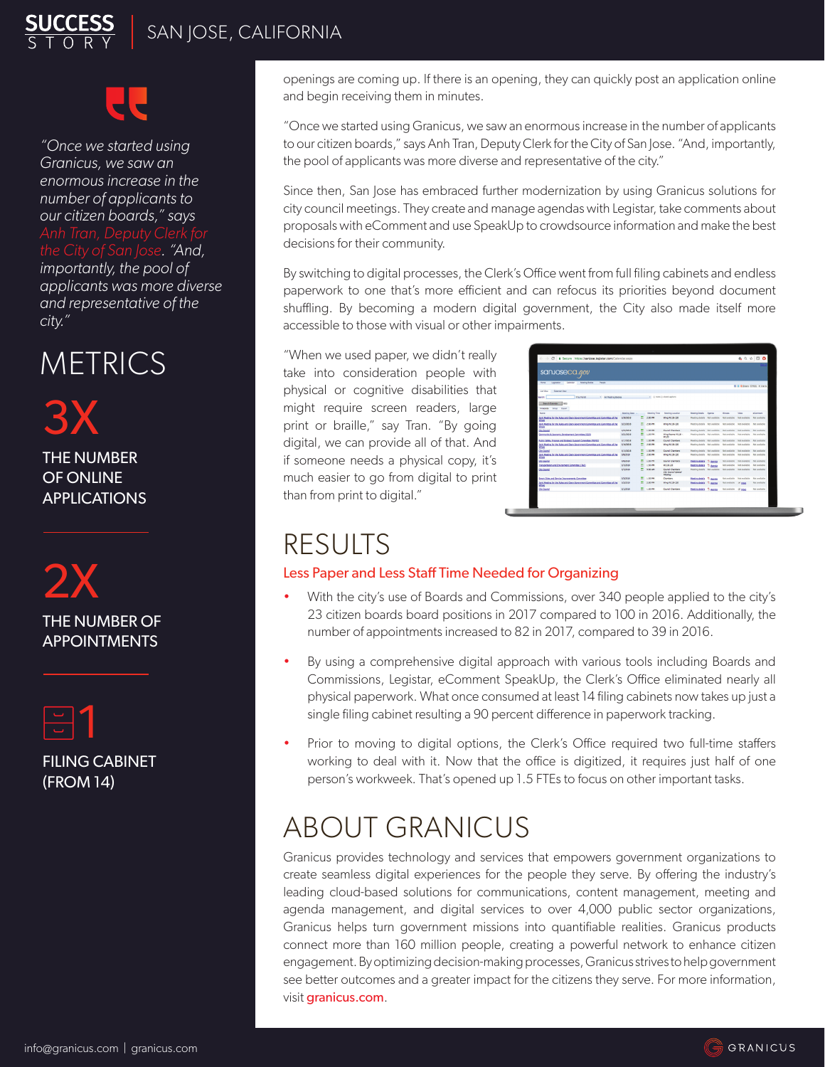> "Once we started using Granicus, we saw an enormous increase in the number of applicants to our citizen boards," says Anh Tran, Deputy Clerk for the City of San Jose. "And, importantly, the pool of applicants was more diverse and representative of the city."

## METRICS

**3X**
THE NUMBER OF ONLINE APPLICATIONS

**2X**
THE NUMBER OF APPOINTMENTS

**1**
FILING CABINET (FROM 14)

openings are coming up. If there is an opening, they can quickly post an application online and begin receiving them in minutes.

"Once we started using Granicus, we saw an enormous increase in the number of applicants to our citizen boards," says Anh Tran, Deputy Clerk for the City of San Jose. "And, importantly, the pool of applicants was more diverse and representative of the city."

Since then, San Jose has embraced further modernization by using Granicus solutions for city council meetings. They create and manage agendas with Legistar, take comments about proposals with eComment and use SpeakUp to crowdsource information and make the best decisions for their community.

By switching to digital processes, the Clerk's Office went from full filing cabinets and endless paperwork to one that's more efficient and can refocus its priorities beyond document shuffling. By becoming a modern digital government, the City also made itself more accessible to those with visual or other impairments.

"When we used paper, we didn't really take into consideration people with physical or cognitive disabilities that might require screen readers, large print or braille," say Tran. "By going digital, we can provide all of that. And if someone needs a physical copy, it's much easier to go from digital to print than from print to digital."

# RESULTS

### Less Paper and Less Staff Time Needed for Organizing

- With the city's use of Boards and Commissions, over 340 people applied to the city's 23 citizen boards board positions in 2017 compared to 100 in 2016. Additionally, the number of appointments increased to 82 in 2017, compared to 39 in 2016.
- By using a comprehensive digital approach with various tools including Boards and Commissions, Legistar, eComment SpeakUp, the Clerk's Office eliminated nearly all physical paperwork. What once consumed at least 14 filing cabinets now takes up just a single filing cabinet resulting a 90 percent difference in paperwork tracking.
- Prior to moving to digital options, the Clerk's Office required two full-time staffers working to deal with it. Now that the office is digitized, it requires just half of one person's workweek. That's opened up 1.5 FTEs to focus on other important tasks.

# ABOUT GRANICUS

Granicus provides technology and services that empowers government organizations to create seamless digital experiences for the people they serve. By offering the industry's leading cloud-based solutions for communications, content management, meeting and agenda management, and digital services to over 4,000 public sector organizations, Granicus helps turn government missions into quantifiable realities. Granicus products connect more than 160 million people, creating a powerful network to enhance citizen engagement. By optimizing decision-making processes, Granicus strives to help government see better outcomes and a greater impact for the citizens they serve. For more information, visit granicus.com.

info@granicus.com | granicus.com